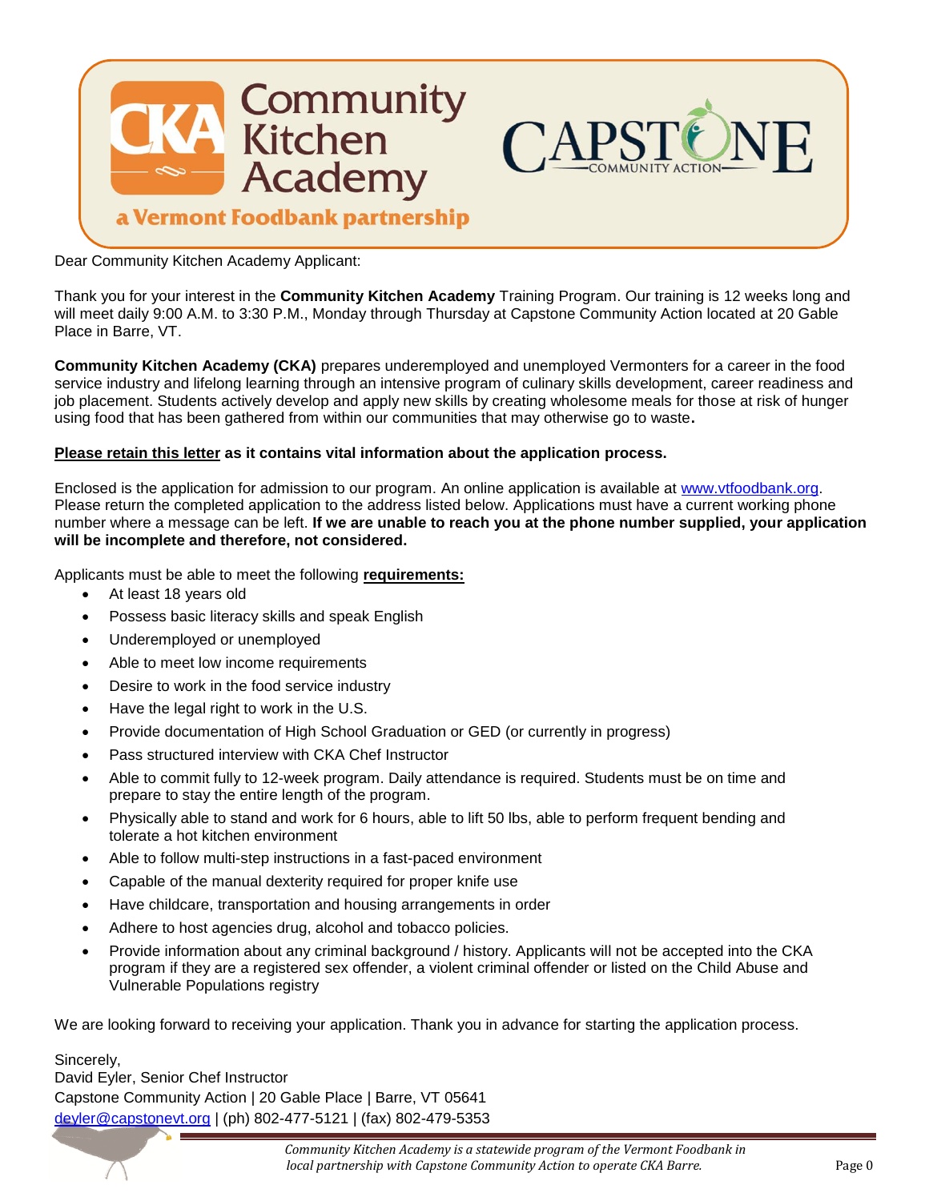Community Kitchen Academy

a Vermont Foodbank partnership

CAPSTONE COMMUNITY ACTION

Dear Community Kitchen Academy Applicant:

Thank you for your interest in the **Community Kitchen Academy** Training Program. Our training is 12 weeks long and will meet daily 9:00 A.M. to 3:30 P.M., Monday through Thursday at Capstone Community Action located at 20 Gable Place in Barre, VT.

**Community Kitchen Academy (CKA)** prepares underemployed and unemployed Vermonters for a career in the food service industry and lifelong learning through an intensive program of culinary skills development, career readiness and job placement. Students actively develop and apply new skills by creating wholesome meals for those at risk of hunger using food that has been gathered from within our communities that may otherwise go to waste.

**Please retain this letter as it contains vital information about the application process.**

Enclosed is the application for admission to our program. An online application is available at www.vtfoodbank.org. Please return the completed application to the address listed below. Applications must have a current working phone number where a message can be left. **If we are unable to reach you at the phone number supplied, your application will be incomplete and therefore, not considered.**

Applicants must be able to meet the following **requirements:**

- At least 18 years old
- Possess basic literacy skills and speak English
- Underemployed or unemployed
- Able to meet low income requirements
- Desire to work in the food service industry
- Have the legal right to work in the U.S.
- Provide documentation of High School Graduation or GED (or currently in progress)
- Pass structured interview with CKA Chef Instructor
- Able to commit fully to 12-week program. Daily attendance is required. Students must be on time and prepare to stay the entire length of the program.
- Physically able to stand and work for 6 hours, able to lift 50 lbs, able to perform frequent bending and tolerate a hot kitchen environment
- Able to follow multi-step instructions in a fast-paced environment
- Capable of the manual dexterity required for proper knife use
- Have childcare, transportation and housing arrangements in order
- Adhere to host agencies drug, alcohol and tobacco policies.
- Provide information about any criminal background / history. Applicants will not be accepted into the CKA program if they are a registered sex offender, a violent criminal offender or listed on the Child Abuse and Vulnerable Populations registry

We are looking forward to receiving your application. Thank you in advance for starting the application process.

Sincerely,
David Eyler, Senior Chef Instructor
Capstone Community Action | 20 Gable Place | Barre, VT 05641
deyler@capstonevt.org | (ph) 802-477-5121 | (fax) 802-479-5353

*Community Kitchen Academy is a statewide program of the Vermont Foodbank in local partnership with Capstone Community Action to operate CKA Barre.*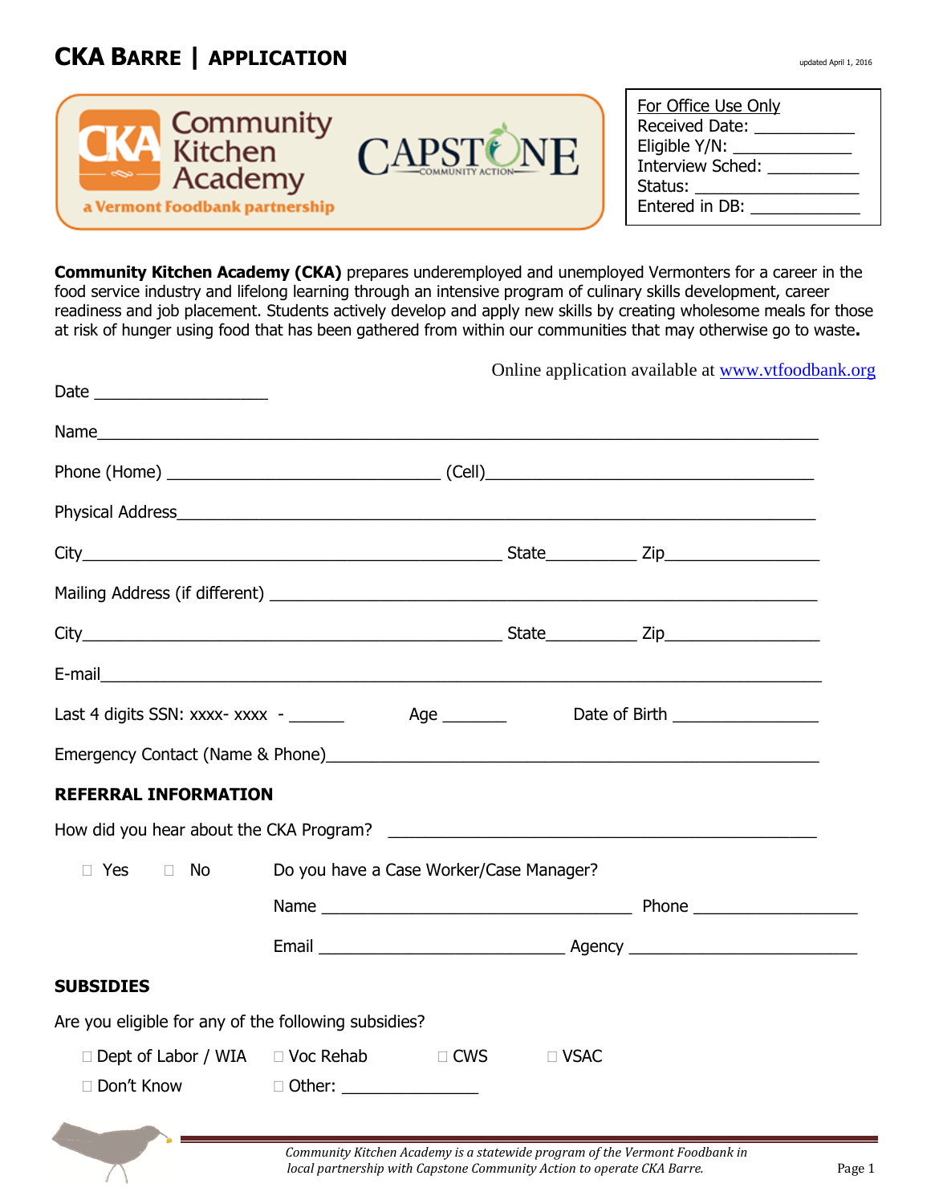# CKA BARRE | APPLICATION

updated April 1, 2016

Community Kitchen Academy
a Vermont Foodbank partnership

CAPSTONE COMMUNITY ACTION

For Office Use Only
Received Date: ___________
Eligible Y/N: _____________
Interview Sched: __________
Status: __________________
Entered in DB: ____________

**Community Kitchen Academy (CKA)** prepares underemployed and unemployed Vermonters for a career in the food service industry and lifelong learning through an intensive program of culinary skills development, career readiness and job placement. Students actively develop and apply new skills by creating wholesome meals for those at risk of hunger using food that has been gathered from within our communities that may otherwise go to waste**.**

Online application available at www.vtfoodbank.org

Date ___________________

Name_____________________________________________________________________________

Phone (Home) ______________________________ (Cell)____________________________________

Physical Address_________________________________________________________________________

City_____________________________________________ State__________ Zip________________

Mailing Address (if different) _______________________________________________________________

City_____________________________________________ State__________ Zip________________

E-mail_____________________________________________________________________________

Last 4 digits SSN: xxxx- xxxx - ______ Age _______ Date of Birth ________________

Emergency Contact (Name & Phone)_________________________________________________

**REFERRAL INFORMATION**

How did you hear about the CKA Program? ________________________________________________

☐ Yes ☐ No Do you have a Case Worker/Case Manager?

Name __________________________________ Phone __________________

Email ____________________________ Agency __________________________

**SUBSIDIES**

Are you eligible for any of the following subsidies?

☐ Dept of Labor / WIA ☐ Voc Rehab ☐ CWS ☐ VSAC

☐ Don't Know ☐ Other: _______________

*Community Kitchen Academy is a statewide program of the Vermont Foodbank in local partnership with Capstone Community Action to operate CKA Barre.*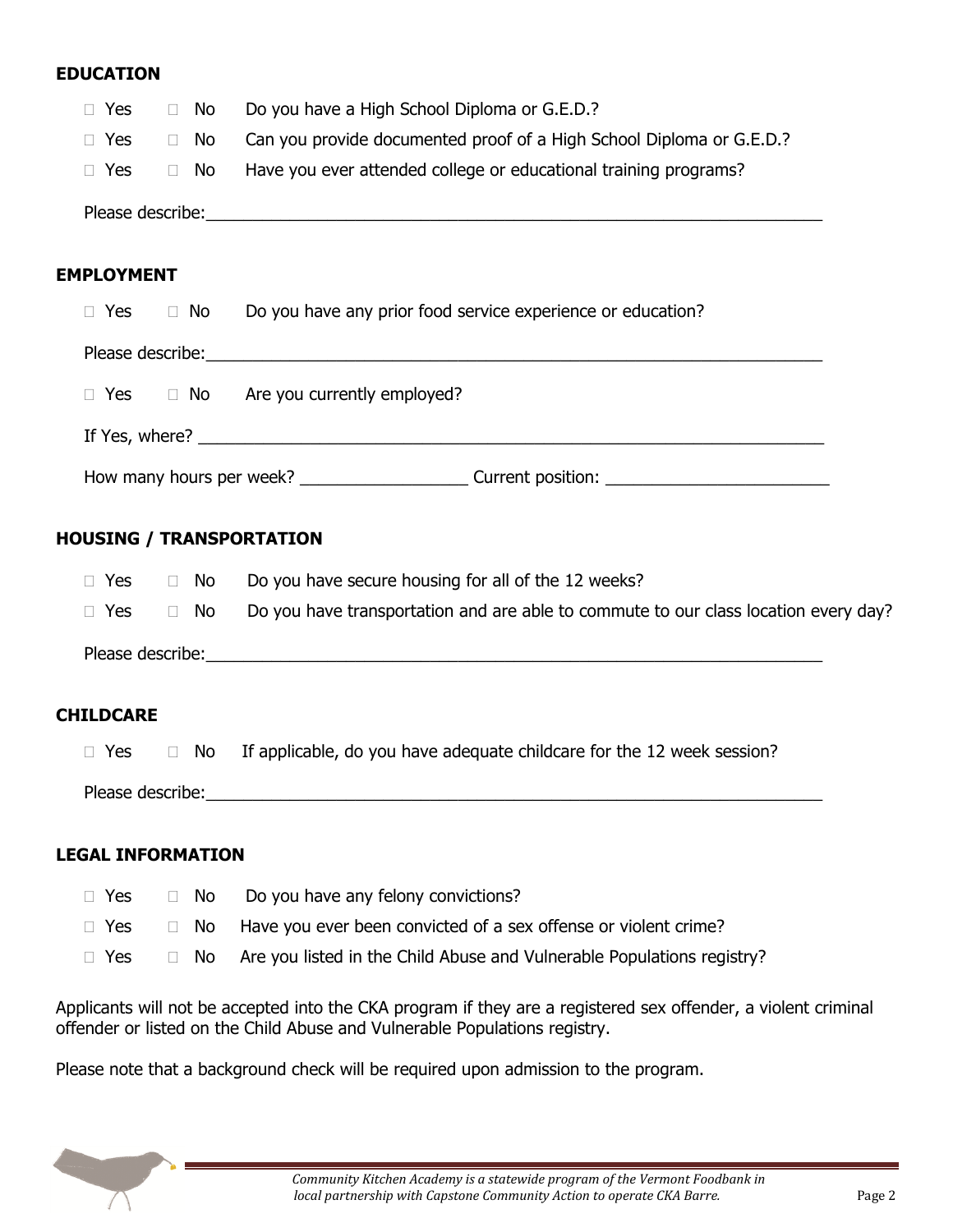## EDUCATION

- ☐ Yes ☐ No Do you have a High School Diploma or G.E.D.?
- ☐ Yes ☐ No Can you provide documented proof of a High School Diploma or G.E.D.?
- ☐ Yes ☐ No Have you ever attended college or educational training programs?

Please describe:_______________________________________________________________

## EMPLOYMENT

- ☐ Yes ☐ No Do you have any prior food service experience or education?

Please describe:_______________________________________________________________

- ☐ Yes ☐ No Are you currently employed?

If Yes, where? _______________________________________________________________

How many hours per week? _________________ Current position: _______________________

## HOUSING / TRANSPORTATION

- ☐ Yes ☐ No Do you have secure housing for all of the 12 weeks?
- ☐ Yes ☐ No Do you have transportation and are able to commute to our class location every day?

Please describe:_______________________________________________________________

## CHILDCARE

- ☐ Yes ☐ No If applicable, do you have adequate childcare for the 12 week session?

Please describe:_______________________________________________________________

## LEGAL INFORMATION

- ☐ Yes ☐ No Do you have any felony convictions?
- ☐ Yes ☐ No Have you ever been convicted of a sex offense or violent crime?
- ☐ Yes ☐ No Are you listed in the Child Abuse and Vulnerable Populations registry?

Applicants will not be accepted into the CKA program if they are a registered sex offender, a violent criminal offender or listed on the Child Abuse and Vulnerable Populations registry.

Please note that a background check will be required upon admission to the program.

*Community Kitchen Academy is a statewide program of the Vermont Foodbank in local partnership with Capstone Community Action to operate CKA Barre.*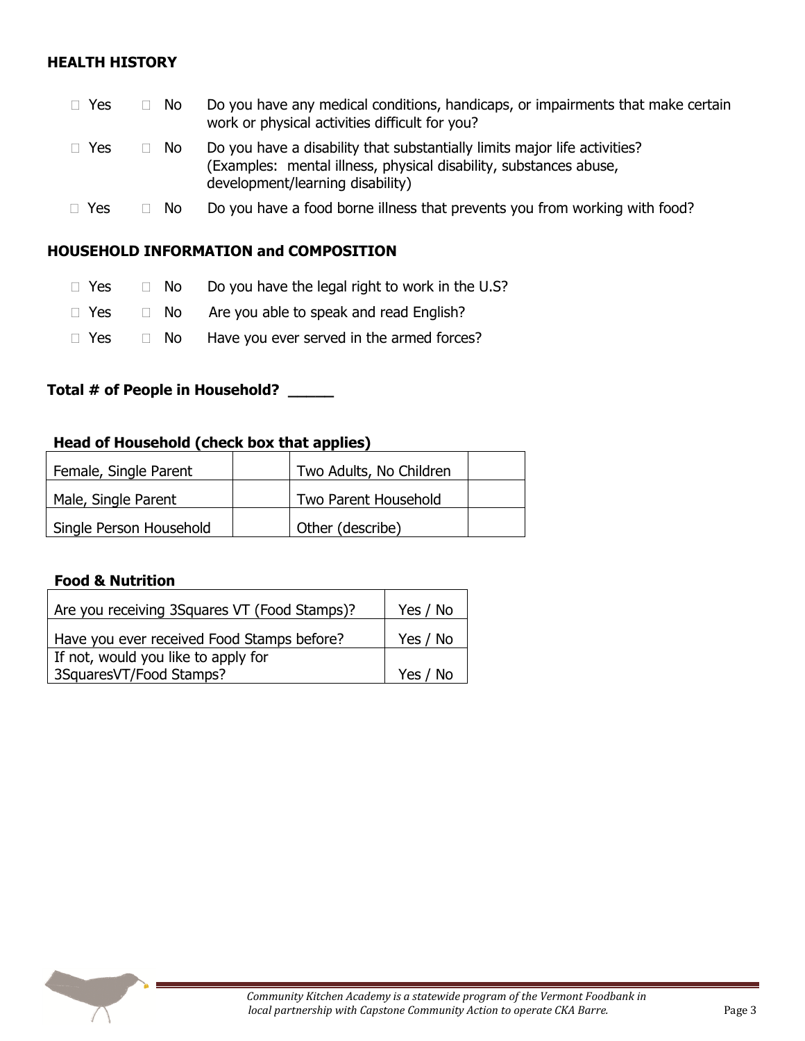## HEALTH HISTORY

☐ Yes ☐ No Do you have any medical conditions, handicaps, or impairments that make certain work or physical activities difficult for you?

☐ Yes ☐ No Do you have a disability that substantially limits major life activities? (Examples: mental illness, physical disability, substances abuse, development/learning disability)

☐ Yes ☐ No Do you have a food borne illness that prevents you from working with food?

## HOUSEHOLD INFORMATION and COMPOSITION

☐ Yes ☐ No Do you have the legal right to work in the U.S?

☐ Yes ☐ No Are you able to speak and read English?

☐ Yes ☐ No Have you ever served in the armed forces?

**Total # of People in Household? _____**

**Head of Household (check box that applies)**

| | | | |
|---|---|---|---|
| Female, Single Parent | | Two Adults, No Children | |
| Male, Single Parent | | Two Parent Household | |
| Single Person Household | | Other (describe) | |

**Food & Nutrition**

| | |
|---|---|
| Are you receiving 3Squares VT (Food Stamps)? | Yes / No |
| Have you ever received Food Stamps before? | Yes / No |
| If not, would you like to apply for 3SquaresVT/Food Stamps? | Yes / No |

*Community Kitchen Academy is a statewide program of the Vermont Foodbank in local partnership with Capstone Community Action to operate CKA Barre.*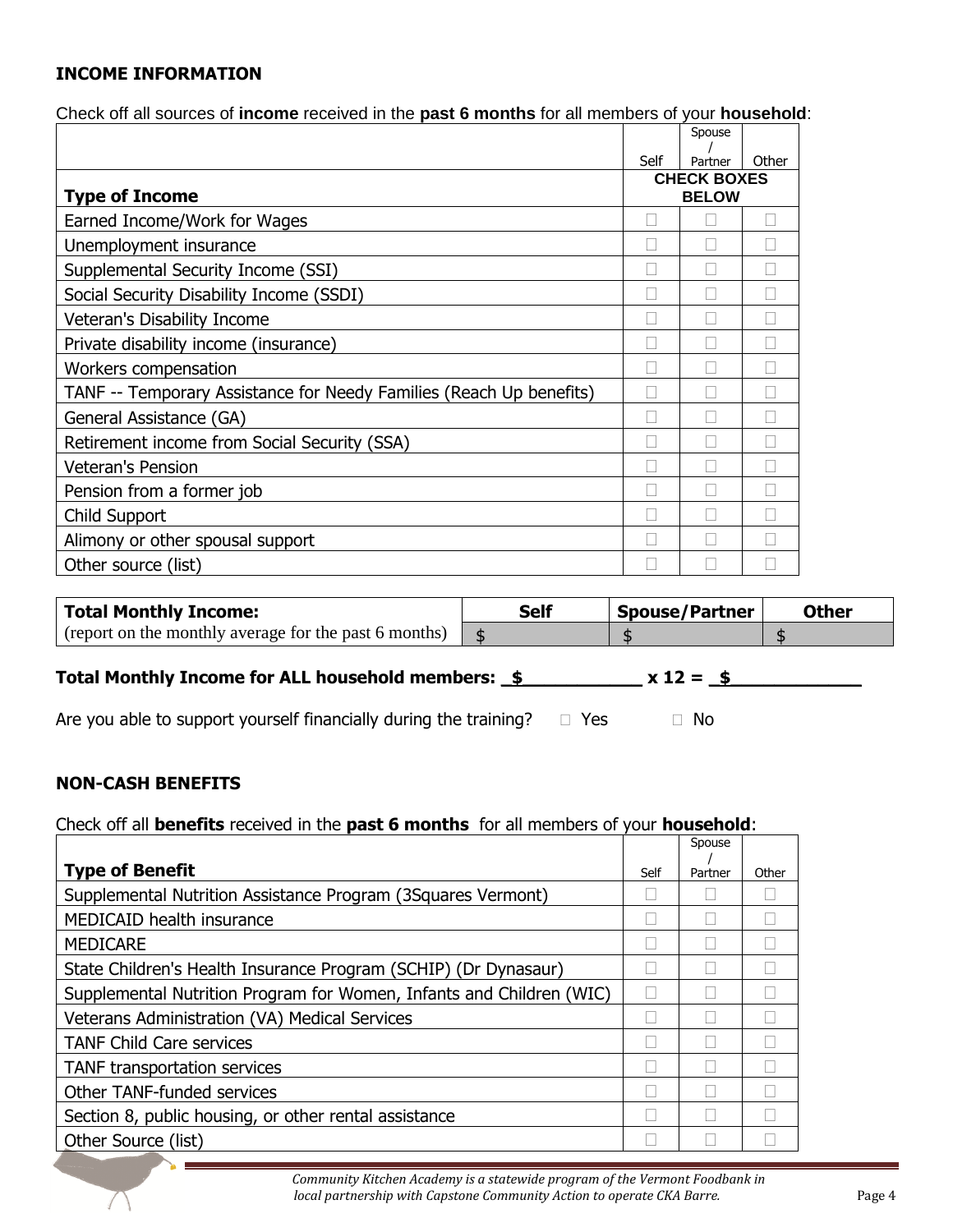## INCOME INFORMATION

Check off all sources of **income** received in the **past 6 months** for all members of your **household**:

| Type of Income | Self | Spouse / Partner | Other |
|---|---|---|---|
| | **CHECK BOXES BELOW** | | |
| Earned Income/Work for Wages | ☐ | ☐ | ☐ |
| Unemployment insurance | ☐ | ☐ | ☐ |
| Supplemental Security Income (SSI) | ☐ | ☐ | ☐ |
| Social Security Disability Income (SSDI) | ☐ | ☐ | ☐ |
| Veteran's Disability Income | ☐ | ☐ | ☐ |
| Private disability income (insurance) | ☐ | ☐ | ☐ |
| Workers compensation | ☐ | ☐ | ☐ |
| TANF -- Temporary Assistance for Needy Families (Reach Up benefits) | ☐ | ☐ | ☐ |
| General Assistance (GA) | ☐ | ☐ | ☐ |
| Retirement income from Social Security (SSA) | ☐ | ☐ | ☐ |
| Veteran's Pension | ☐ | ☐ | ☐ |
| Pension from a former job | ☐ | ☐ | ☐ |
| Child Support | ☐ | ☐ | ☐ |
| Alimony or other spousal support | ☐ | ☐ | ☐ |
| Other source (list) | ☐ | ☐ | ☐ |

| **Total Monthly Income:** (report on the monthly average for the past 6 months) | **Self** | **Spouse/Partner** | **Other** |
|---|---|---|---|
| | $ | $ | $ |

**Total Monthly Income for ALL household members: $\_\_\_\_\_\_\_\_\_\_ x 12 = $\_\_\_\_\_\_\_\_\_\_**

Are you able to support yourself financially during the training? ☐ Yes ☐ No

## NON-CASH BENEFITS

Check off all **benefits** received in the **past 6 months** for all members of your **household**:

| Type of Benefit | Self | Spouse / Partner | Other |
|---|---|---|---|
| Supplemental Nutrition Assistance Program (3Squares Vermont) | ☐ | ☐ | ☐ |
| MEDICAID health insurance | ☐ | ☐ | ☐ |
| MEDICARE | ☐ | ☐ | ☐ |
| State Children's Health Insurance Program (SCHIP) (Dr Dynasaur) | ☐ | ☐ | ☐ |
| Supplemental Nutrition Program for Women, Infants and Children (WIC) | ☐ | ☐ | ☐ |
| Veterans Administration (VA) Medical Services | ☐ | ☐ | ☐ |
| TANF Child Care services | ☐ | ☐ | ☐ |
| TANF transportation services | ☐ | ☐ | ☐ |
| Other TANF-funded services | ☐ | ☐ | ☐ |
| Section 8, public housing, or other rental assistance | ☐ | ☐ | ☐ |
| Other Source (list) | ☐ | ☐ | ☐ |

*Community Kitchen Academy is a statewide program of the Vermont Foodbank in local partnership with Capstone Community Action to operate CKA Barre.*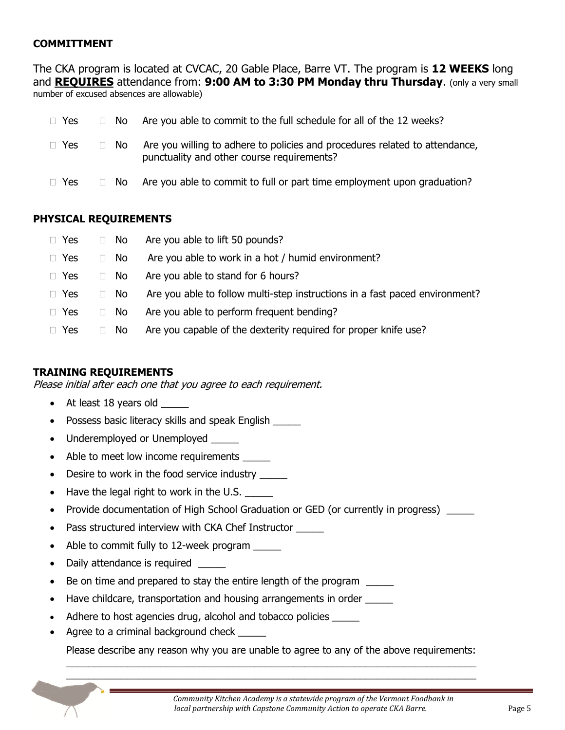## COMMITTMENT

The CKA program is located at CVCAC, 20 Gable Place, Barre VT. The program is **12 WEEKS** long and **<u>REQUIRES</u>** attendance from: **9:00 AM to 3:30 PM Monday thru Thursday**. (only a very small number of excused absences are allowable)

- ☐ Yes ☐ No Are you able to commit to the full schedule for all of the 12 weeks?
- ☐ Yes ☐ No Are you willing to adhere to policies and procedures related to attendance, punctuality and other course requirements?
- ☐ Yes ☐ No Are you able to commit to full or part time employment upon graduation?

## PHYSICAL REQUIREMENTS

- ☐ Yes ☐ No Are you able to lift 50 pounds?
- ☐ Yes ☐ No Are you able to work in a hot / humid environment?
- ☐ Yes ☐ No Are you able to stand for 6 hours?
- ☐ Yes ☐ No Are you able to follow multi-step instructions in a fast paced environment?
- ☐ Yes ☐ No Are you able to perform frequent bending?
- ☐ Yes ☐ No Are you capable of the dexterity required for proper knife use?

## TRAINING REQUIREMENTS

*Please initial after each one that you agree to each requirement.*

- At least 18 years old _____
- Possess basic literacy skills and speak English _____
- Underemployed or Unemployed _____
- Able to meet low income requirements _____
- Desire to work in the food service industry _____
- Have the legal right to work in the U.S. _____
- Provide documentation of High School Graduation or GED (or currently in progress) _____
- Pass structured interview with CKA Chef Instructor _____
- Able to commit fully to 12-week program _____
- Daily attendance is required _____
- Be on time and prepared to stay the entire length of the program _____
- Have childcare, transportation and housing arrangements in order _____
- Adhere to host agencies drug, alcohol and tobacco policies _____
- Agree to a criminal background check _____

Please describe any reason why you are unable to agree to any of the above requirements:

_____________________________________________________________________________

_____________________________________________________________________________

*Community Kitchen Academy is a statewide program of the Vermont Foodbank in local partnership with Capstone Community Action to operate CKA Barre.*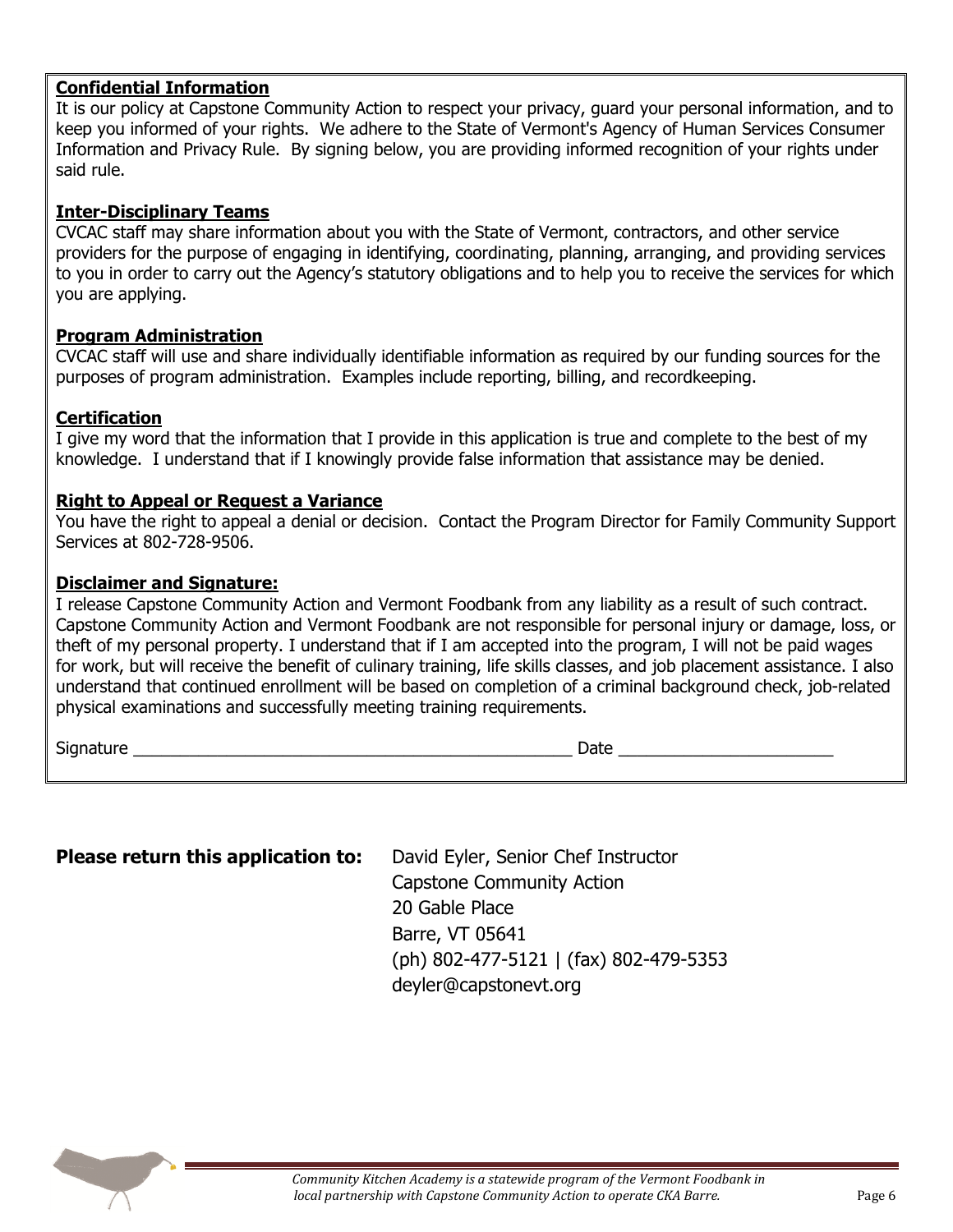**Confidential Information**

It is our policy at Capstone Community Action to respect your privacy, guard your personal information, and to keep you informed of your rights. We adhere to the State of Vermont's Agency of Human Services Consumer Information and Privacy Rule. By signing below, you are providing informed recognition of your rights under said rule.

**Inter-Disciplinary Teams**

CVCAC staff may share information about you with the State of Vermont, contractors, and other service providers for the purpose of engaging in identifying, coordinating, planning, arranging, and providing services to you in order to carry out the Agency's statutory obligations and to help you to receive the services for which you are applying.

**Program Administration**

CVCAC staff will use and share individually identifiable information as required by our funding sources for the purposes of program administration. Examples include reporting, billing, and recordkeeping.

**Certification**

I give my word that the information that I provide in this application is true and complete to the best of my knowledge. I understand that if I knowingly provide false information that assistance may be denied.

**Right to Appeal or Request a Variance**

You have the right to appeal a denial or decision. Contact the Program Director for Family Community Support Services at 802-728-9506.

**Disclaimer and Signature:**

I release Capstone Community Action and Vermont Foodbank from any liability as a result of such contract. Capstone Community Action and Vermont Foodbank are not responsible for personal injury or damage, loss, or theft of my personal property. I understand that if I am accepted into the program, I will not be paid wages for work, but will receive the benefit of culinary training, life skills classes, and job placement assistance. I also understand that continued enrollment will be based on completion of a criminal background check, job-related physical examinations and successfully meeting training requirements.

Signature ________________________________________________ Date _______________________

**Please return this application to:**

David Eyler, Senior Chef Instructor
Capstone Community Action
20 Gable Place
Barre, VT 05641
(ph) 802-477-5121 | (fax) 802-479-5353
deyler@capstonevt.org

*Community Kitchen Academy is a statewide program of the Vermont Foodbank in local partnership with Capstone Community Action to operate CKA Barre.*